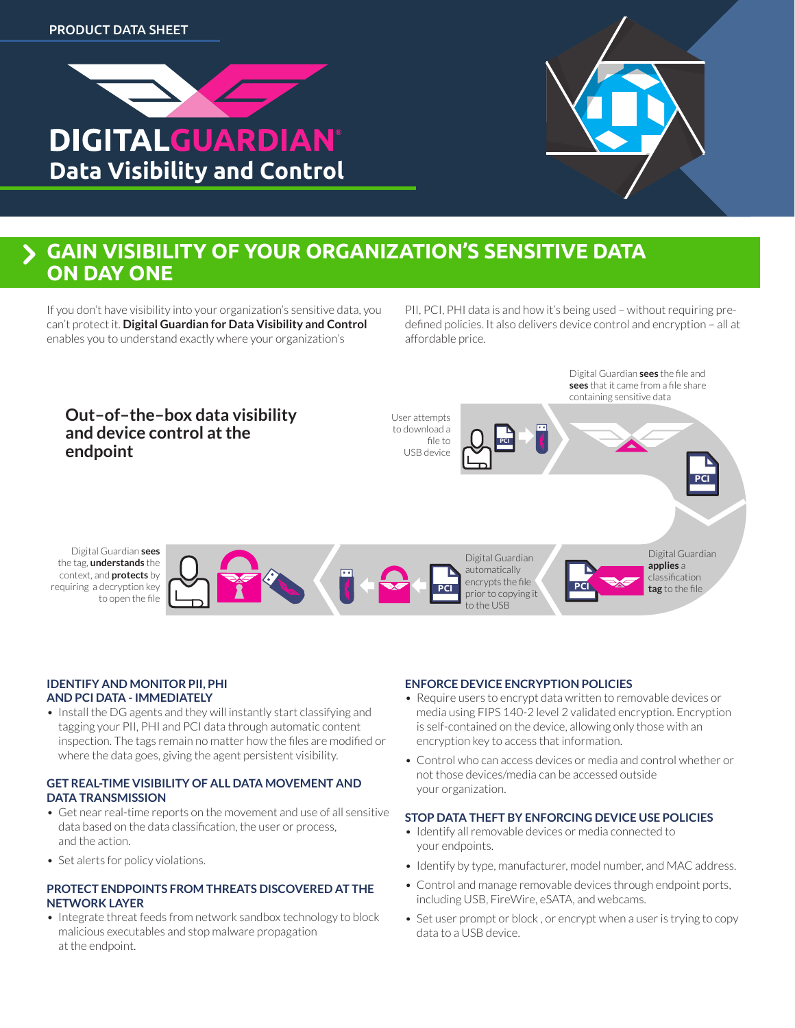PRODUCT DATA SHEET

# DIGITALGUARDIAN®
## Data Visibility and Control

## GAIN VISIBILITY OF YOUR ORGANIZATION'S SENSITIVE DATA ON DAY ONE

If you don't have visibility into your organization's sensitive data, you can't protect it. **Digital Guardian for Data Visibility and Control** enables you to understand exactly where your organization's PII, PCI, PHI data is and how it's being used – without requiring pre-defined policies. It also delivers device control and encryption – all at affordable price.

### Out–of–the–box data visibility and device control at the endpoint

User attempts to download a file to USB device

Digital Guardian **sees** the file and **sees** that it came from a file share containing sensitive data

Digital Guardian **applies** a classification **tag** to the file

Digital Guardian automatically encrypts the file prior to copying it to the USB

Digital Guardian **sees** the tag, **understands** the context, and **protects** by requiring a decryption key to open the file

### IDENTIFY AND MONITOR PII, PHI AND PCI DATA - IMMEDIATELY

- Install the DG agents and they will instantly start classifying and tagging your PII, PHI and PCI data through automatic content inspection. The tags remain no matter how the files are modified or where the data goes, giving the agent persistent visibility.

### GET REAL-TIME VISIBILITY OF ALL DATA MOVEMENT AND DATA TRANSMISSION

- Get near real-time reports on the movement and use of all sensitive data based on the data classification, the user or process, and the action.
- Set alerts for policy violations.

### PROTECT ENDPOINTS FROM THREATS DISCOVERED AT THE NETWORK LAYER

- Integrate threat feeds from network sandbox technology to block malicious executables and stop malware propagation at the endpoint.

### ENFORCE DEVICE ENCRYPTION POLICIES

- Require users to encrypt data written to removable devices or media using FIPS 140-2 level 2 validated encryption. Encryption is self-contained on the device, allowing only those with an encryption key to access that information.
- Control who can access devices or media and control whether or not those devices/media can be accessed outside your organization.

### STOP DATA THEFT BY ENFORCING DEVICE USE POLICIES

- Identify all removable devices or media connected to your endpoints.
- Identify by type, manufacturer, model number, and MAC address.
- Control and manage removable devices through endpoint ports, including USB, FireWire, eSATA, and webcams.
- Set user prompt or block , or encrypt when a user is trying to copy data to a USB device.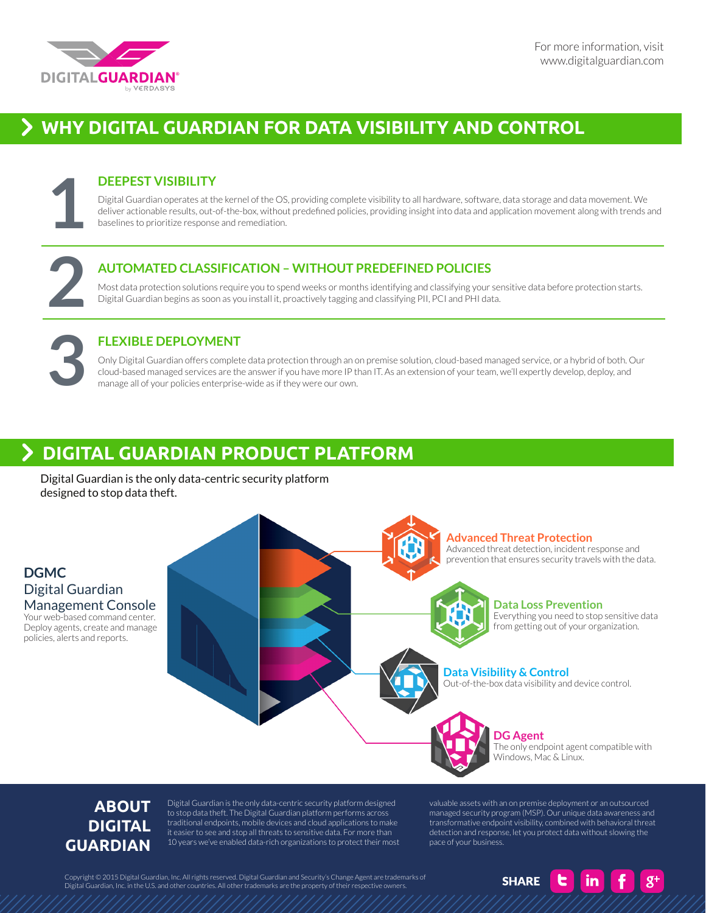For more information, visit www.digitalguardian.com

## WHY DIGITAL GUARDIAN FOR DATA VISIBILITY AND CONTROL

### 1 DEEPEST VISIBILITY

Digital Guardian operates at the kernel of the OS, providing complete visibility to all hardware, software, data storage and data movement. We deliver actionable results, out-of-the-box, without predefined policies, providing insight into data and application movement along with trends and baselines to prioritize response and remediation.

### 2 AUTOMATED CLASSIFICATION – WITHOUT PREDEFINED POLICIES

Most data protection solutions require you to spend weeks or months identifying and classifying your sensitive data before protection starts. Digital Guardian begins as soon as you install it, proactively tagging and classifying PII, PCI and PHI data.

### 3 FLEXIBLE DEPLOYMENT

Only Digital Guardian offers complete data protection through an on premise solution, cloud-based managed service, or a hybrid of both. Our cloud-based managed services are the answer if you have more IP than IT. As an extension of your team, we'll expertly develop, deploy, and manage all of your policies enterprise-wide as if they were our own.

## DIGITAL GUARDIAN PRODUCT PLATFORM

Digital Guardian is the only data-centric security platform designed to stop data theft.

**DGMC**
Digital Guardian Management Console
Your web-based command center. Deploy agents, create and manage policies, alerts and reports.

**Advanced Threat Protection**
Advanced threat detection, incident response and prevention that ensures security travels with the data.

**Data Loss Prevention**
Everything you need to stop sensitive data from getting out of your organization.

**Data Visibility & Control**
Out-of-the-box data visibility and device control.

**DG Agent**
The only endpoint agent compatible with Windows, Mac & Linux.

## ABOUT DIGITAL GUARDIAN

Digital Guardian is the only data-centric security platform designed to stop data theft. The Digital Guardian platform performs across traditional endpoints, mobile devices and cloud applications to make it easier to see and stop all threats to sensitive data. For more than 10 years we've enabled data-rich organizations to protect their most valuable assets with an on premise deployment or an outsourced managed security program (MSP). Our unique data awareness and transformative endpoint visibility, combined with behavioral threat detection and response, let you protect data without slowing the pace of your business.

Copyright © 2015 Digital Guardian, Inc. All rights reserved. Digital Guardian and Security's Change Agent are trademarks of Digital Guardian, Inc. in the U.S. and other countries. All other trademarks are the property of their respective owners.

SHARE